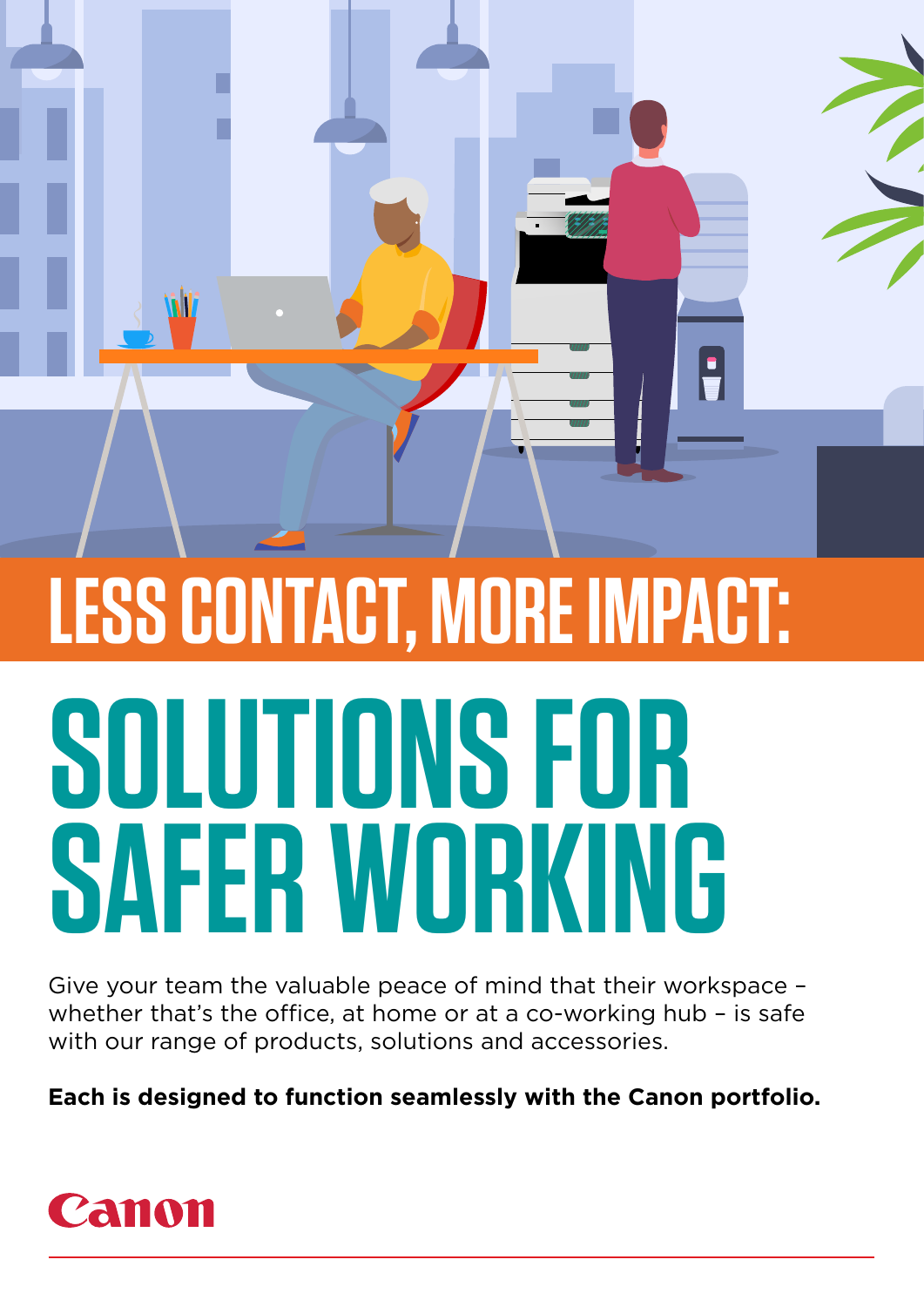# LESS CONTACT, MORE IMPACT:

# SOLUTIONS FOR SAFER WORKING

Give your team the valuable peace of mind that their workspace – whether that's the office, at home or at a co-working hub – is safe with our range of products, solutions and accessories.

**Each is designed to function seamlessly with the Canon portfolio.**

Canon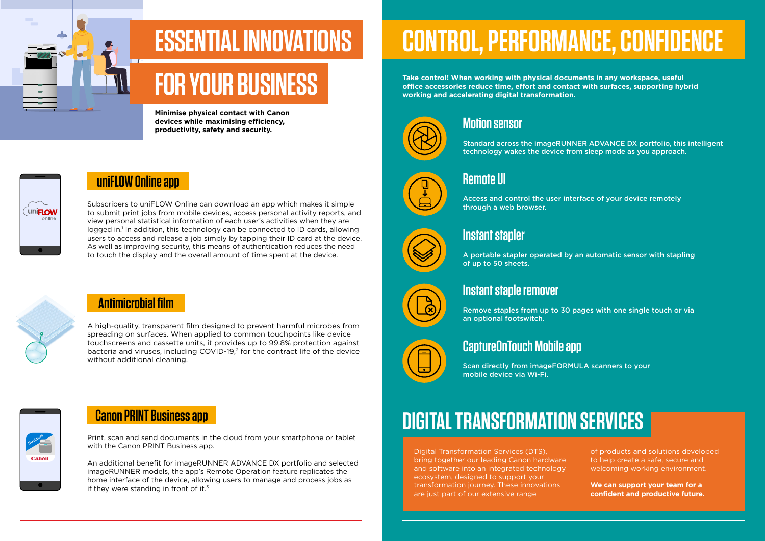# ESSENTIAL INNOVATIONS FOR YOUR BUSINESS

**Minimise physical contact with Canon devices while maximising efficiency, productivity, safety and security.**

## uniFLOW Online app

Subscribers to uniFLOW Online can download an app which makes it simple to submit print jobs from mobile devices, access personal activity reports, and view personal statistical information of each user's activities when they are logged in.[1] In addition, this technology can be connected to ID cards, allowing users to access and release a job simply by tapping their ID card at the device. As well as improving security, this means of authentication reduces the need to touch the display and the overall amount of time spent at the device.

## Antimicrobial film

A high-quality, transparent film designed to prevent harmful microbes from spreading on surfaces. When applied to common touchpoints like device touchscreens and cassette units, it provides up to 99.8% protection against bacteria and viruses, including COVID-19,[2] for the contract life of the device without additional cleaning.

## Canon PRINT Business app

Print, scan and send documents in the cloud from your smartphone or tablet with the Canon PRINT Business app.

An additional benefit for imageRUNNER ADVANCE DX portfolio and selected imageRUNNER models, the app's Remote Operation feature replicates the home interface of the device, allowing users to manage and process jobs as if they were standing in front of it.[3]

# CONTROL, PERFORMANCE, CONFIDENCE

**Take control! When working with physical documents in any workspace, useful office accessories reduce time, effort and contact with surfaces, supporting hybrid working and accelerating digital transformation.**

## Motion sensor

Standard across the imageRUNNER ADVANCE DX portfolio, this intelligent technology wakes the device from sleep mode as you approach.

## Remote UI

Access and control the user interface of your device remotely through a web browser.

## Instant stapler

A portable stapler operated by an automatic sensor with stapling of up to 50 sheets.

## Instant staple remover

Remove staples from up to 30 pages with one single touch or via an optional footswitch.

## CaptureOnTouch Mobile app

Scan directly from imageFORMULA scanners to your mobile device via Wi-Fi.

# DIGITAL TRANSFORMATION SERVICES

Digital Transformation Services (DTS), bring together our leading Canon hardware and software into an integrated technology ecosystem, designed to support your transformation journey. These innovations are just part of our extensive range of products and solutions developed to help create a safe, secure and welcoming working environment.

**We can support your team for a confident and productive future.**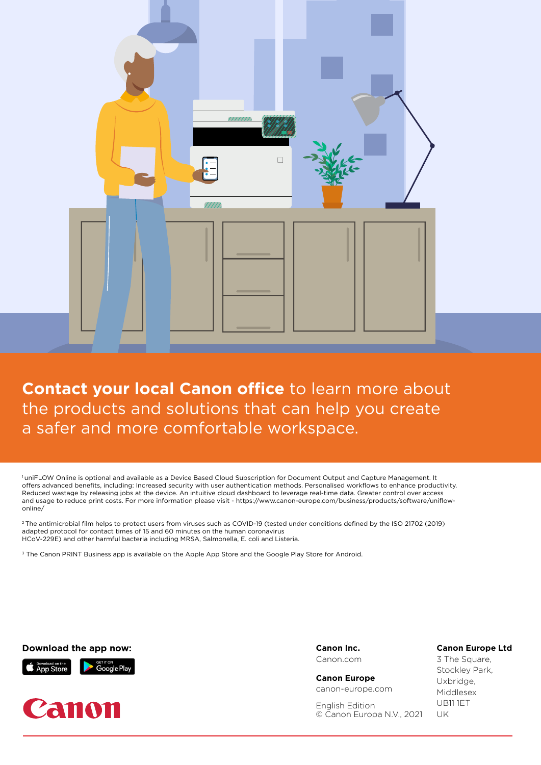**Contact your local Canon office** to learn more about the products and solutions that can help you create a safer and more comfortable workspace.

[1] uniFLOW Online is optional and available as a Device Based Cloud Subscription for Document Output and Capture Management. It offers advanced benefits, including: Increased security with user authentication methods. Personalised workflows to enhance productivity. Reduced wastage by releasing jobs at the device. An intuitive cloud dashboard to leverage real-time data. Greater control over access and usage to reduce print costs. For more information please visit - https://www.canon-europe.com/business/products/software/uniflow-online/

[2] The antimicrobial film helps to protect users from viruses such as COVID-19 (tested under conditions defined by the ISO 21702 (2019) adapted protocol for contact times of 15 and 60 minutes on the human coronavirus HCoV-229E) and other harmful bacteria including MRSA, Salmonella, E. coli and Listeria.

[3] The Canon PRINT Business app is available on the Apple App Store and the Google Play Store for Android.

**Download the app now:**

Download on the App Store

GET IT ON Google Play

Canon

**Canon Inc.**
Canon.com

**Canon Europe**
canon-europe.com

English Edition
© Canon Europa N.V., 2021

**Canon Europe Ltd**
3 The Square,
Stockley Park,
Uxbridge,
Middlesex
UB11 1ET
UK